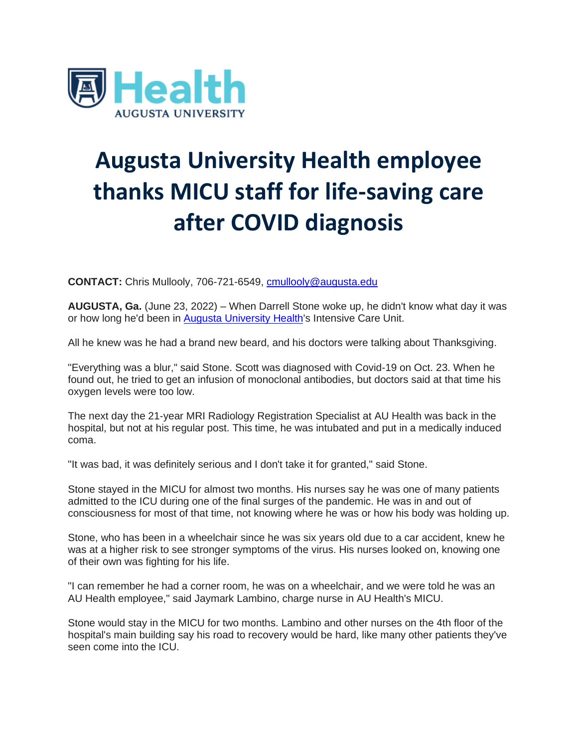Health
AUGUSTA UNIVERSITY

# Augusta University Health employee thanks MICU staff for life-saving care after COVID diagnosis

**CONTACT:** Chris Mullooly, 706-721-6549, cmullooly@augusta.edu

**AUGUSTA, Ga.** (June 23, 2022) – When Darrell Stone woke up, he didn't know what day it was or how long he'd been in Augusta University Health's Intensive Care Unit.

All he knew was he had a brand new beard, and his doctors were talking about Thanksgiving.

"Everything was a blur," said Stone. Scott was diagnosed with Covid-19 on Oct. 23. When he found out, he tried to get an infusion of monoclonal antibodies, but doctors said at that time his oxygen levels were too low.

The next day the 21-year MRI Radiology Registration Specialist at AU Health was back in the hospital, but not at his regular post. This time, he was intubated and put in a medically induced coma.

"It was bad, it was definitely serious and I don't take it for granted," said Stone.

Stone stayed in the MICU for almost two months. His nurses say he was one of many patients admitted to the ICU during one of the final surges of the pandemic. He was in and out of consciousness for most of that time, not knowing where he was or how his body was holding up.

Stone, who has been in a wheelchair since he was six years old due to a car accident, knew he was at a higher risk to see stronger symptoms of the virus. His nurses looked on, knowing one of their own was fighting for his life.

"I can remember he had a corner room, he was on a wheelchair, and we were told he was an AU Health employee," said Jaymark Lambino, charge nurse in AU Health's MICU.

Stone would stay in the MICU for two months. Lambino and other nurses on the 4th floor of the hospital's main building say his road to recovery would be hard, like many other patients they've seen come into the ICU.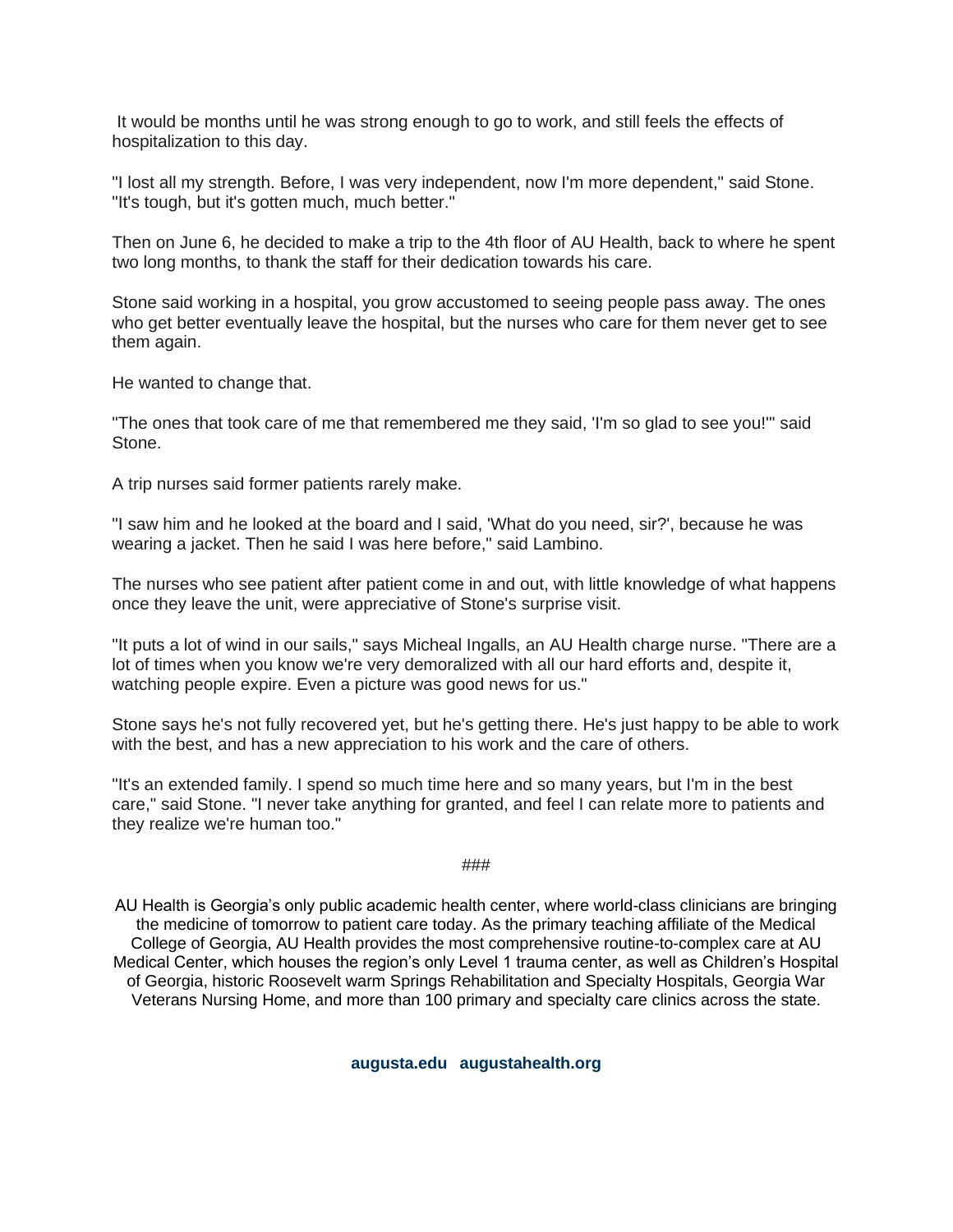It would be months until he was strong enough to go to work, and still feels the effects of hospitalization to this day.

"I lost all my strength. Before, I was very independent, now I'm more dependent," said Stone. "It's tough, but it's gotten much, much better."

Then on June 6, he decided to make a trip to the 4th floor of AU Health, back to where he spent two long months, to thank the staff for their dedication towards his care.

Stone said working in a hospital, you grow accustomed to seeing people pass away. The ones who get better eventually leave the hospital, but the nurses who care for them never get to see them again.

He wanted to change that.

"The ones that took care of me that remembered me they said, 'I'm so glad to see you!'" said Stone.

A trip nurses said former patients rarely make.

"I saw him and he looked at the board and I said, 'What do you need, sir?', because he was wearing a jacket. Then he said I was here before," said Lambino.

The nurses who see patient after patient come in and out, with little knowledge of what happens once they leave the unit, were appreciative of Stone's surprise visit.

"It puts a lot of wind in our sails," says Micheal Ingalls, an AU Health charge nurse. "There are a lot of times when you know we're very demoralized with all our hard efforts and, despite it, watching people expire. Even a picture was good news for us."

Stone says he's not fully recovered yet, but he's getting there. He's just happy to be able to work with the best, and has a new appreciation to his work and the care of others.

"It's an extended family. I spend so much time here and so many years, but I'm in the best care," said Stone. "I never take anything for granted, and feel I can relate more to patients and they realize we're human too."

###

AU Health is Georgia's only public academic health center, where world-class clinicians are bringing the medicine of tomorrow to patient care today. As the primary teaching affiliate of the Medical College of Georgia, AU Health provides the most comprehensive routine-to-complex care at AU Medical Center, which houses the region's only Level 1 trauma center, as well as Children's Hospital of Georgia, historic Roosevelt warm Springs Rehabilitation and Specialty Hospitals, Georgia War Veterans Nursing Home, and more than 100 primary and specialty care clinics across the state.

**augusta.edu augustahealth.org**